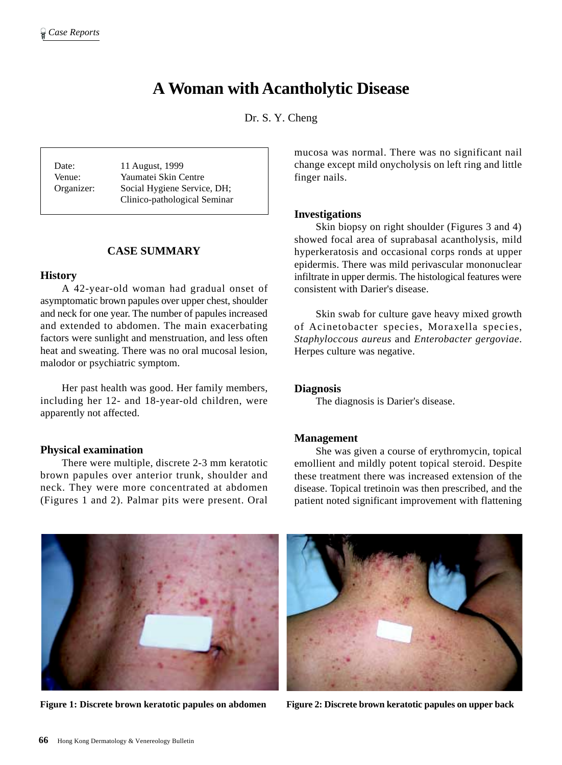# A Woman with Acantholytic Disease

Dr. S. Y. Cheng

| | |
|---|---|
| Date: | 11 August, 1999 |
| Venue: | Yaumatei Skin Centre |
| Organizer: | Social Hygiene Service, DH; Clinico-pathological Seminar |

## CASE SUMMARY

### History

A 42-year-old woman had gradual onset of asymptomatic brown papules over upper chest, shoulder and neck for one year. The number of papules increased and extended to abdomen. The main exacerbating factors were sunlight and menstruation, and less often heat and sweating. There was no oral mucosal lesion, malodor or psychiatric symptom.

Her past health was good. Her family members, including her 12- and 18-year-old children, were apparently not affected.

### Physical examination

There were multiple, discrete 2-3 mm keratotic brown papules over anterior trunk, shoulder and neck. They were more concentrated at abdomen (Figures 1 and 2). Palmar pits were present. Oral mucosa was normal. There was no significant nail change except mild onycholysis on left ring and little finger nails.

### Investigations

Skin biopsy on right shoulder (Figures 3 and 4) showed focal area of suprabasal acantholysis, mild hyperkeratosis and occasional corps ronds at upper epidermis. There was mild perivascular mononuclear infiltrate in upper dermis. The histological features were consistent with Darier's disease.

Skin swab for culture gave heavy mixed growth of Acinetobacter species, Moraxella species, *Staphyloccous aureus* and *Enterobacter gergoviae*. Herpes culture was negative.

### Diagnosis

The diagnosis is Darier's disease.

### Management

She was given a course of erythromycin, topical emollient and mildly potent topical steroid. Despite these treatment there was increased extension of the disease. Topical tretinoin was then prescribed, and the patient noted significant improvement with flattening

**Figure 1: Discrete brown keratotic papules on abdomen**

**Figure 2: Discrete brown keratotic papules on upper back**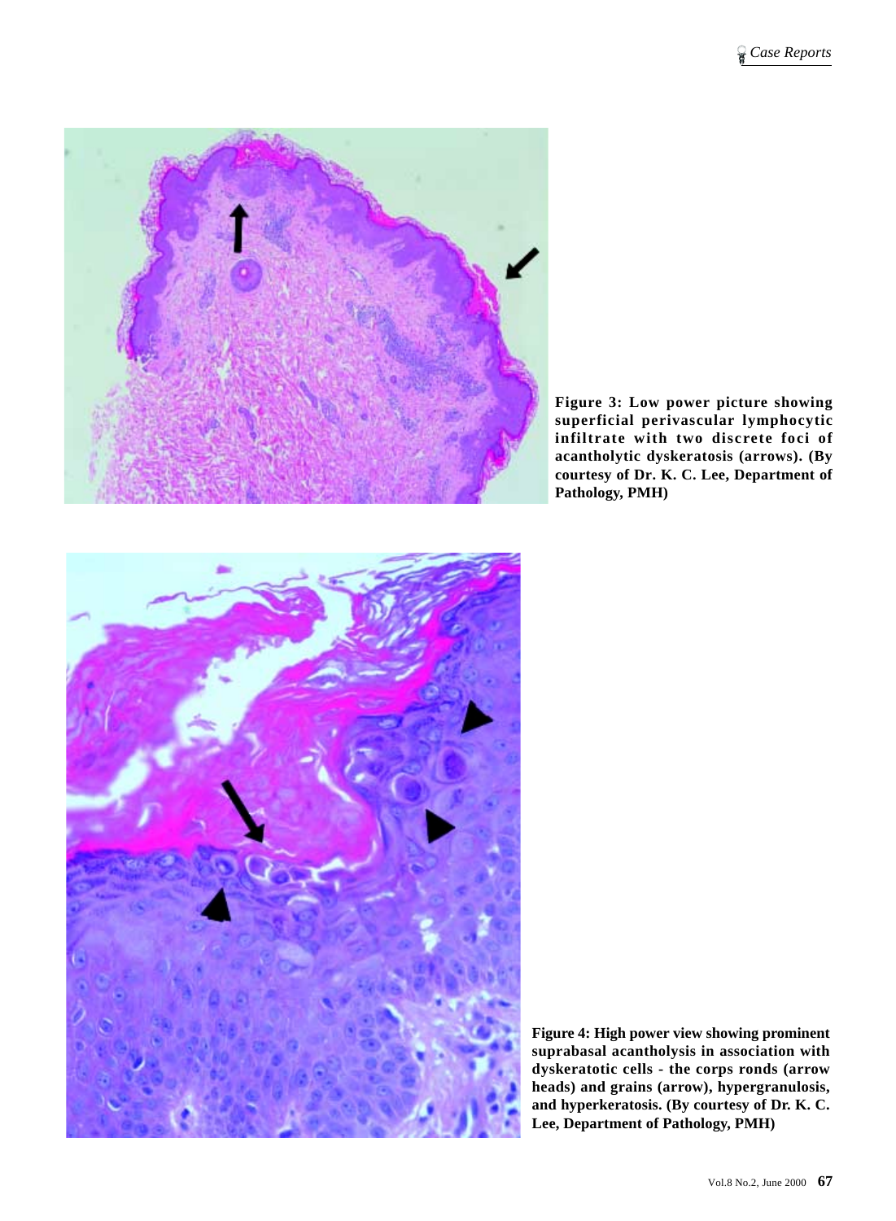**Figure 3: Low power picture showing superficial perivascular lymphocytic infiltrate with two discrete foci of acantholytic dyskeratosis (arrows). (By courtesy of Dr. K. C. Lee, Department of Pathology, PMH)**

**Figure 4: High power view showing prominent suprabasal acantholysis in association with dyskeratotic cells - the corps ronds (arrow heads) and grains (arrow), hypergranulosis, and hyperkeratosis. (By courtesy of Dr. K. C. Lee, Department of Pathology, PMH)**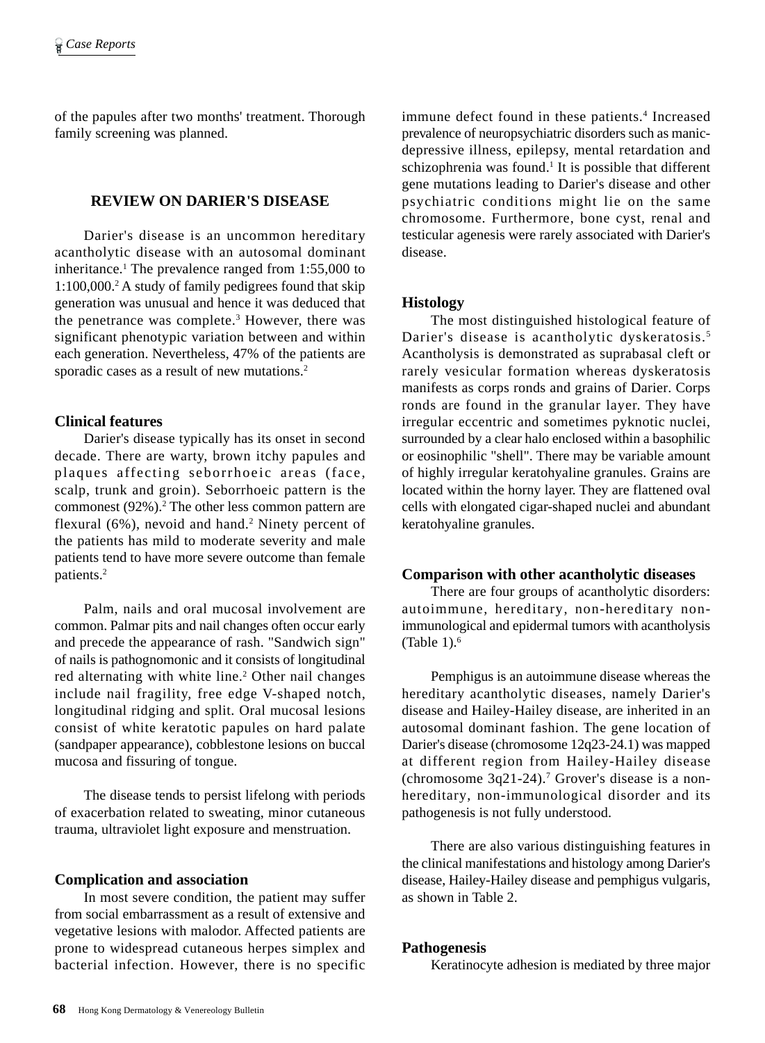of the papules after two months' treatment. Thorough family screening was planned.

## REVIEW ON DARIER'S DISEASE

Darier's disease is an uncommon hereditary acantholytic disease with an autosomal dominant inheritance.[1] The prevalence ranged from 1:55,000 to 1:100,000.[2] A study of family pedigrees found that skip generation was unusual and hence it was deduced that the penetrance was complete.[3] However, there was significant phenotypic variation between and within each generation. Nevertheless, 47% of the patients are sporadic cases as a result of new mutations.[2]

### Clinical features

Darier's disease typically has its onset in second decade. There are warty, brown itchy papules and plaques affecting seborrhoeic areas (face, scalp, trunk and groin). Seborrhoeic pattern is the commonest (92%).[2] The other less common pattern are flexural (6%), nevoid and hand.[2] Ninety percent of the patients has mild to moderate severity and male patients tend to have more severe outcome than female patients.[2]

Palm, nails and oral mucosal involvement are common. Palmar pits and nail changes often occur early and precede the appearance of rash. "Sandwich sign" of nails is pathognomonic and it consists of longitudinal red alternating with white line.[2] Other nail changes include nail fragility, free edge V-shaped notch, longitudinal ridging and split. Oral mucosal lesions consist of white keratotic papules on hard palate (sandpaper appearance), cobblestone lesions on buccal mucosa and fissuring of tongue.

The disease tends to persist lifelong with periods of exacerbation related to sweating, minor cutaneous trauma, ultraviolet light exposure and menstruation.

### Complication and association

In most severe condition, the patient may suffer from social embarrassment as a result of extensive and vegetative lesions with malodor. Affected patients are prone to widespread cutaneous herpes simplex and bacterial infection. However, there is no specific immune defect found in these patients.[4] Increased prevalence of neuropsychiatric disorders such as manic-depressive illness, epilepsy, mental retardation and schizophrenia was found.[1] It is possible that different gene mutations leading to Darier's disease and other psychiatric conditions might lie on the same chromosome. Furthermore, bone cyst, renal and testicular agenesis were rarely associated with Darier's disease.

### Histology

The most distinguished histological feature of Darier's disease is acantholytic dyskeratosis.[5] Acantholysis is demonstrated as suprabasal cleft or rarely vesicular formation whereas dyskeratosis manifests as corps ronds and grains of Darier. Corps ronds are found in the granular layer. They have irregular eccentric and sometimes pyknotic nuclei, surrounded by a clear halo enclosed within a basophilic or eosinophilic "shell". There may be variable amount of highly irregular keratohyaline granules. Grains are located within the horny layer. They are flattened oval cells with elongated cigar-shaped nuclei and abundant keratohyaline granules.

### Comparison with other acantholytic diseases

There are four groups of acantholytic disorders: autoimmune, hereditary, non-hereditary non-immunological and epidermal tumors with acantholysis (Table 1).[6]

Pemphigus is an autoimmune disease whereas the hereditary acantholytic diseases, namely Darier's disease and Hailey-Hailey disease, are inherited in an autosomal dominant fashion. The gene location of Darier's disease (chromosome 12q23-24.1) was mapped at different region from Hailey-Hailey disease (chromosome 3q21-24).[7] Grover's disease is a non-hereditary, non-immunological disorder and its pathogenesis is not fully understood.

There are also various distinguishing features in the clinical manifestations and histology among Darier's disease, Hailey-Hailey disease and pemphigus vulgaris, as shown in Table 2.

### Pathogenesis

Keratinocyte adhesion is mediated by three major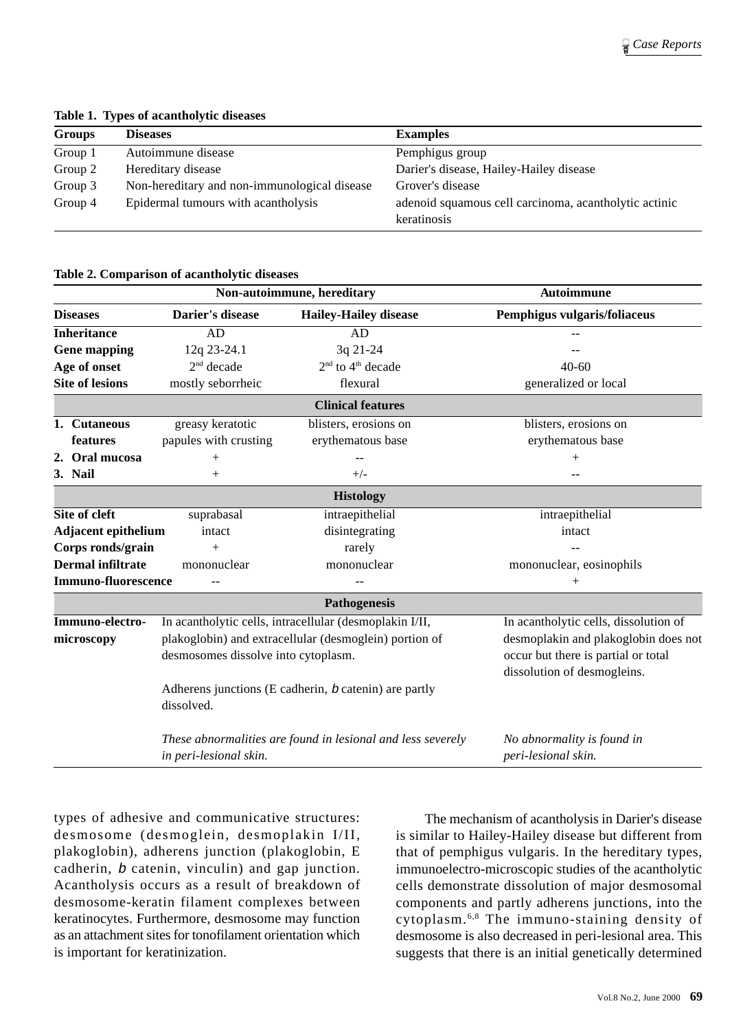**Table 1. Types of acantholytic diseases**

| Groups | Diseases | Examples |
|---|---|---|
| Group 1 | Autoimmune disease | Pemphigus group |
| Group 2 | Hereditary disease | Darier's disease, Hailey-Hailey disease |
| Group 3 | Non-hereditary and non-immunological disease | Grover's disease |
| Group 4 | Epidermal tumours with acantholysis | adenoid squamous cell carcinoma, acantholytic actinic keratinosis |

**Table 2. Comparison of acantholytic diseases**

| | Non-autoimmune, hereditary | | Autoimmune |
|---|---|---|---|
| **Diseases** | **Darier's disease** | **Hailey-Hailey disease** | **Pemphigus vulgaris/foliaceus** |
| **Inheritance** | AD | AD | -- |
| **Gene mapping** | 12q 23-24.1 | 3q 21-24 | -- |
| **Age of onset** | 2nd decade | 2nd to 4th decade | 40-60 |
| **Site of lesions** | mostly seborrheic | flexural | generalized or local |
| **Clinical features** | | | |
| **1. Cutaneous features** | greasy keratotic papules with crusting | blisters, erosions on erythematous base | blisters, erosions on erythematous base |
| **2. Oral mucosa** | + | -- | + |
| **3. Nail** | + | +/- | -- |
| **Histology** | | | |
| **Site of cleft** | suprabasal | intraepithelial | intraepithelial |
| **Adjacent epithelium** | intact | disintegrating | intact |
| **Corps ronds/grain** | + | rarely | -- |
| **Dermal infiltrate** | mononuclear | mononuclear | mononuclear, eosinophils |
| **Immuno-fluorescence** | -- | -- | + |
| **Pathogenesis** | | | |
| **Immuno-electro-microscopy** | In acantholytic cells, intracellular (desmoplakin I/II, plakoglobin) and extracellular (desmoglein) portion of desmosomes dissolve into cytoplasm. Adherens junctions (E cadherin, *b* catenin) are partly dissolved. *These abnormalities are found in lesional and less severely in peri-lesional skin.* | | In acantholytic cells, dissolution of desmoplakin and plakoglobin does not occur but there is partial or total dissolution of desmogleins. *No abnormality is found in peri-lesional skin.* |

types of adhesive and communicative structures: desmosome (desmoglein, desmoplakin I/II, plakoglobin), adherens junction (plakoglobin, E cadherin, *b* catenin, vinculin) and gap junction. Acantholysis occurs as a result of breakdown of desmosome-keratin filament complexes between keratinocytes. Furthermore, desmosome may function as an attachment sites for tonofilament orientation which is important for keratinization.

The mechanism of acantholysis in Darier's disease is similar to Hailey-Hailey disease but different from that of pemphigus vulgaris. In the hereditary types, immunoelectro-microscopic studies of the acantholytic cells demonstrate dissolution of major desmosomal components and partly adherens junctions, into the cytoplasm.[6,8] The immuno-staining density of desmosome is also decreased in peri-lesional area. This suggests that there is an initial genetically determined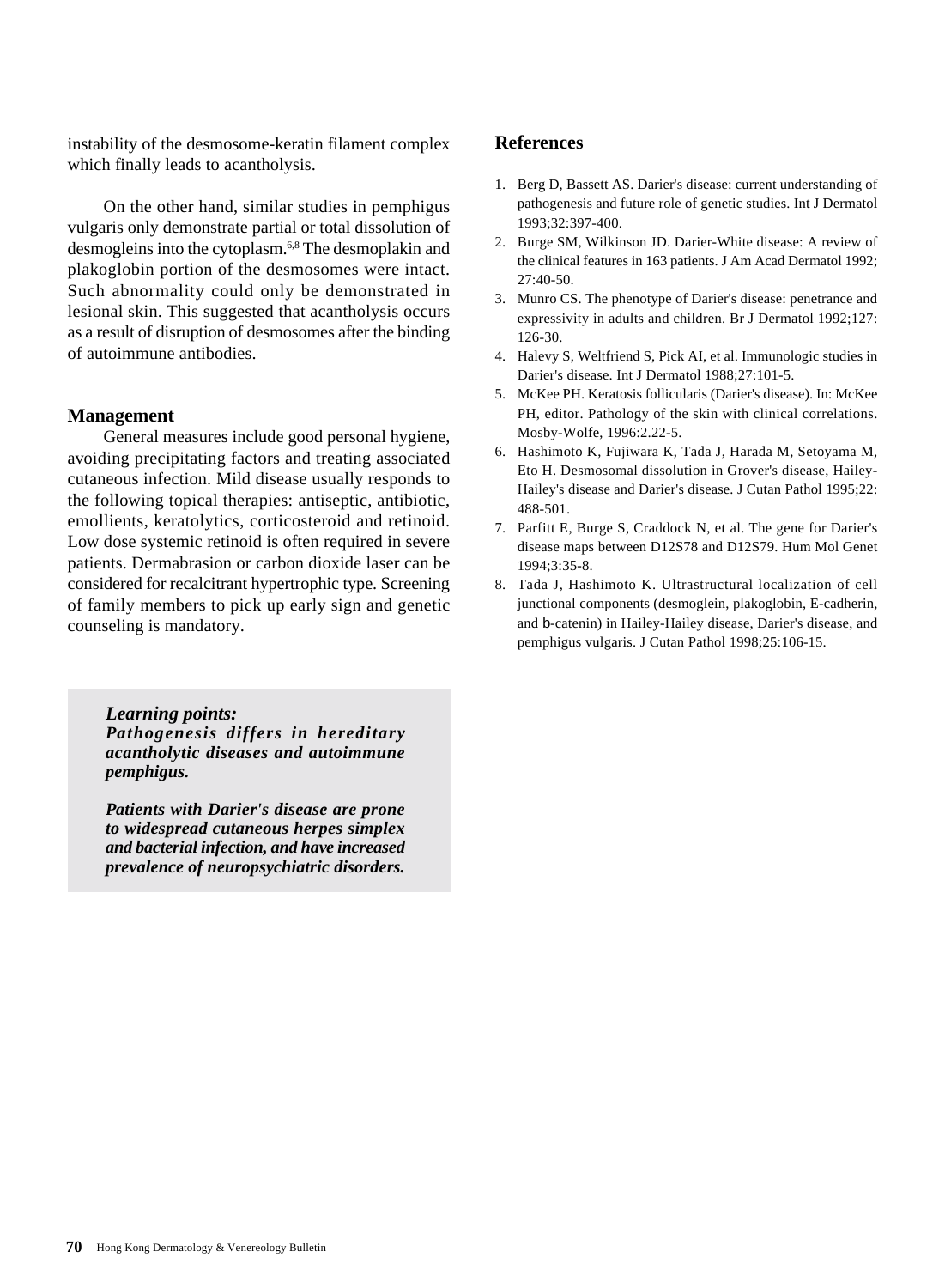instability of the desmosome-keratin filament complex which finally leads to acantholysis.

On the other hand, similar studies in pemphigus vulgaris only demonstrate partial or total dissolution of desmogleins into the cytoplasm.[6,8] The desmoplakin and plakoglobin portion of the desmosomes were intact. Such abnormality could only be demonstrated in lesional skin. This suggested that acantholysis occurs as a result of disruption of desmosomes after the binding of autoimmune antibodies.

## Management

General measures include good personal hygiene, avoiding precipitating factors and treating associated cutaneous infection. Mild disease usually responds to the following topical therapies: antiseptic, antibiotic, emollients, keratolytics, corticosteroid and retinoid. Low dose systemic retinoid is often required in severe patients. Dermabrasion or carbon dioxide laser can be considered for recalcitrant hypertrophic type. Screening of family members to pick up early sign and genetic counseling is mandatory.

> ***Learning points:***
> ***Pathogenesis differs in hereditary acantholytic diseases and autoimmune pemphigus.***
>
> ***Patients with Darier's disease are prone to widespread cutaneous herpes simplex and bacterial infection, and have increased prevalence of neuropsychiatric disorders.***

## References

1. Berg D, Bassett AS. Darier's disease: current understanding of pathogenesis and future role of genetic studies. Int J Dermatol 1993;32:397-400.
2. Burge SM, Wilkinson JD. Darier-White disease: A review of the clinical features in 163 patients. J Am Acad Dermatol 1992; 27:40-50.
3. Munro CS. The phenotype of Darier's disease: penetrance and expressivity in adults and children. Br J Dermatol 1992;127: 126-30.
4. Halevy S, Weltfriend S, Pick AI, et al. Immunologic studies in Darier's disease. Int J Dermatol 1988;27:101-5.
5. McKee PH. Keratosis follicularis (Darier's disease). In: McKee PH, editor. Pathology of the skin with clinical correlations. Mosby-Wolfe, 1996:2.22-5.
6. Hashimoto K, Fujiwara K, Tada J, Harada M, Setoyama M, Eto H. Desmosomal dissolution in Grover's disease, Hailey-Hailey's disease and Darier's disease. J Cutan Pathol 1995;22: 488-501.
7. Parfitt E, Burge S, Craddock N, et al. The gene for Darier's disease maps between D12S78 and D12S79. Hum Mol Genet 1994;3:35-8.
8. Tada J, Hashimoto K. Ultrastructural localization of cell junctional components (desmoglein, plakoglobin, E-cadherin, and b-catenin) in Hailey-Hailey disease, Darier's disease, and pemphigus vulgaris. J Cutan Pathol 1998;25:106-15.